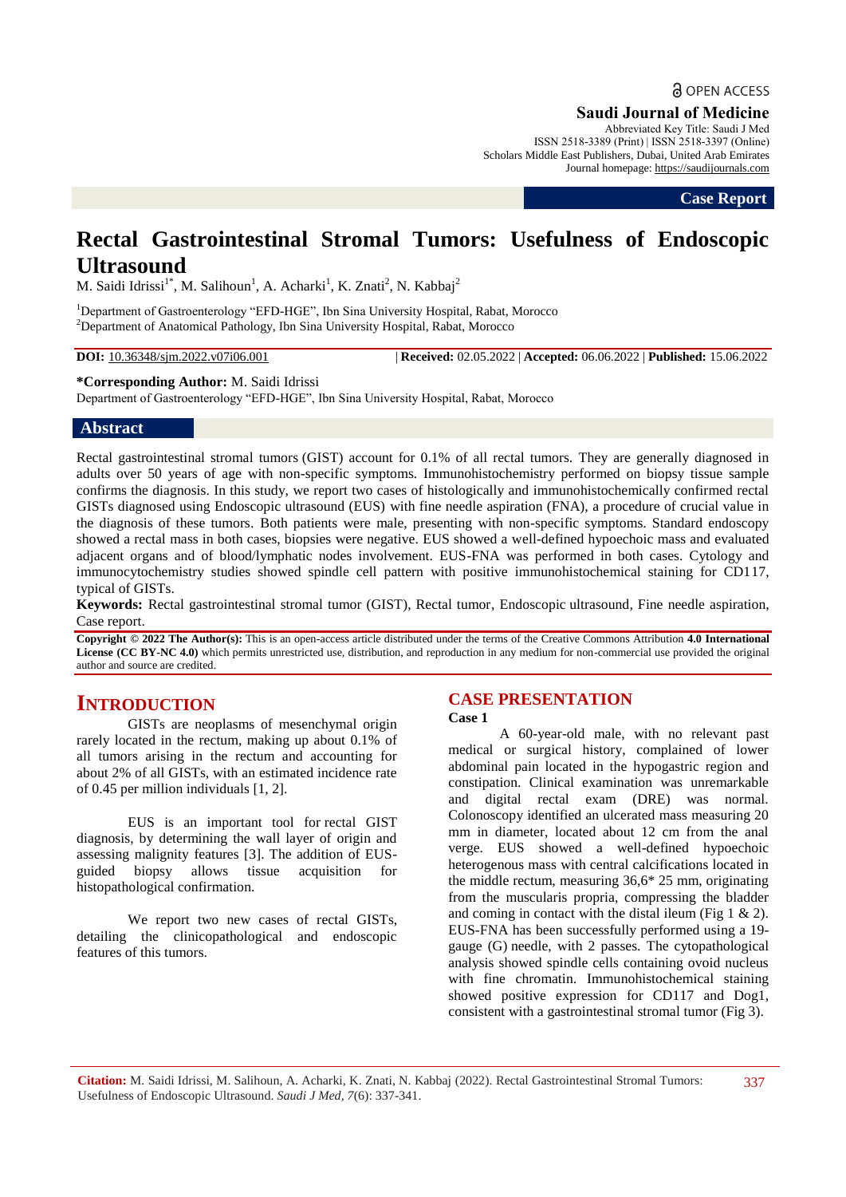OPEN ACCESS

**Saudi Journal of Medicine**

Abbreviated Key Title: Saudi J Med
ISSN 2518-3389 (Print) | ISSN 2518-3397 (Online)
Scholars Middle East Publishers, Dubai, United Arab Emirates
Journal homepage: https://saudijournals.com

**Case Report**

# Rectal Gastrointestinal Stromal Tumors: Usefulness of Endoscopic Ultrasound

M. Saidi Idrissi[1*], M. Salihoun[1], A. Acharki[1], K. Znati[2], N. Kabbaj[2]

[1]Department of Gastroenterology "EFD-HGE", Ibn Sina University Hospital, Rabat, Morocco
[2]Department of Anatomical Pathology, Ibn Sina University Hospital, Rabat, Morocco

**DOI:** 10.36348/sjm.2022.v07i06.001 | **Received:** 02.05.2022 | **Accepted:** 06.06.2022 | **Published:** 15.06.2022

**\*Corresponding Author:** M. Saidi Idrissi
Department of Gastroenterology "EFD-HGE", Ibn Sina University Hospital, Rabat, Morocco

## Abstract

Rectal gastrointestinal stromal tumors (GIST) account for 0.1% of all rectal tumors. They are generally diagnosed in adults over 50 years of age with non-specific symptoms. Immunohistochemistry performed on biopsy tissue sample confirms the diagnosis. In this study, we report two cases of histologically and immunohistochemically confirmed rectal GISTs diagnosed using Endoscopic ultrasound (EUS) with fine needle aspiration (FNA), a procedure of crucial value in the diagnosis of these tumors. Both patients were male, presenting with non-specific symptoms. Standard endoscopy showed a rectal mass in both cases, biopsies were negative. EUS showed a well-defined hypoechoic mass and evaluated adjacent organs and of blood/lymphatic nodes involvement. EUS-FNA was performed in both cases. Cytology and immunocytochemistry studies showed spindle cell pattern with positive immunohistochemical staining for CD117, typical of GISTs.

**Keywords:** Rectal gastrointestinal stromal tumor (GIST), Rectal tumor, Endoscopic ultrasound, Fine needle aspiration, Case report.

**Copyright © 2022 The Author(s):** This is an open-access article distributed under the terms of the Creative Commons Attribution **4.0 International License (CC BY-NC 4.0)** which permits unrestricted use, distribution, and reproduction in any medium for non-commercial use provided the original author and source are credited.

## INTRODUCTION

GISTs are neoplasms of mesenchymal origin rarely located in the rectum, making up about 0.1% of all tumors arising in the rectum and accounting for about 2% of all GISTs, with an estimated incidence rate of 0.45 per million individuals [1, 2].

EUS is an important tool for rectal GIST diagnosis, by determining the wall layer of origin and assessing malignity features [3]. The addition of EUS-guided biopsy allows tissue acquisition for histopathological confirmation.

We report two new cases of rectal GISTs, detailing the clinicopathological and endoscopic features of this tumors.

## CASE PRESENTATION

### Case 1

A 60-year-old male, with no relevant past medical or surgical history, complained of lower abdominal pain located in the hypogastric region and constipation. Clinical examination was unremarkable and digital rectal exam (DRE) was normal. Colonoscopy identified an ulcerated mass measuring 20 mm in diameter, located about 12 cm from the anal verge. EUS showed a well-defined hypoechoic heterogenous mass with central calcifications located in the middle rectum, measuring 36,6* 25 mm, originating from the muscularis propria, compressing the bladder and coming in contact with the distal ileum (Fig 1 & 2). EUS-FNA has been successfully performed using a 19-gauge (G) needle, with 2 passes. The cytopathological analysis showed spindle cells containing ovoid nucleus with fine chromatin. Immunohistochemical staining showed positive expression for CD117 and Dog1, consistent with a gastrointestinal stromal tumor (Fig 3).

**Citation:** M. Saidi Idrissi, M. Salihoun, A. Acharki, K. Znati, N. Kabbaj (2022). Rectal Gastrointestinal Stromal Tumors: Usefulness of Endoscopic Ultrasound. *Saudi J Med, 7*(6): 337-341.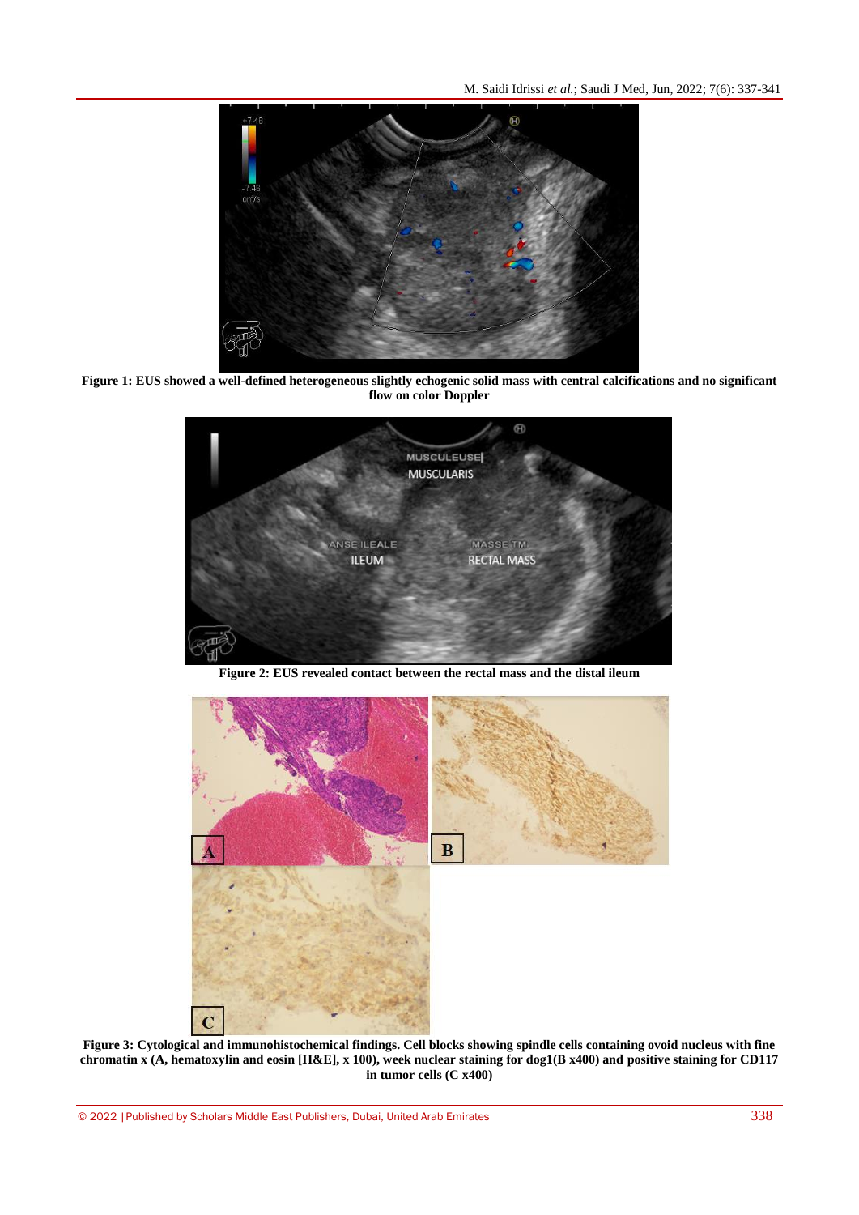**Figure 1: EUS showed a well-defined heterogeneous slightly echogenic solid mass with central calcifications and no significant flow on color Doppler**

**Figure 2: EUS revealed contact between the rectal mass and the distal ileum**

**Figure 3: Cytological and immunohistochemical findings. Cell blocks showing spindle cells containing ovoid nucleus with fine chromatin x (A, hematoxylin and eosin [H&E], x 100), week nuclear staining for dog1(B x400) and positive staining for CD117 in tumor cells (C x400)**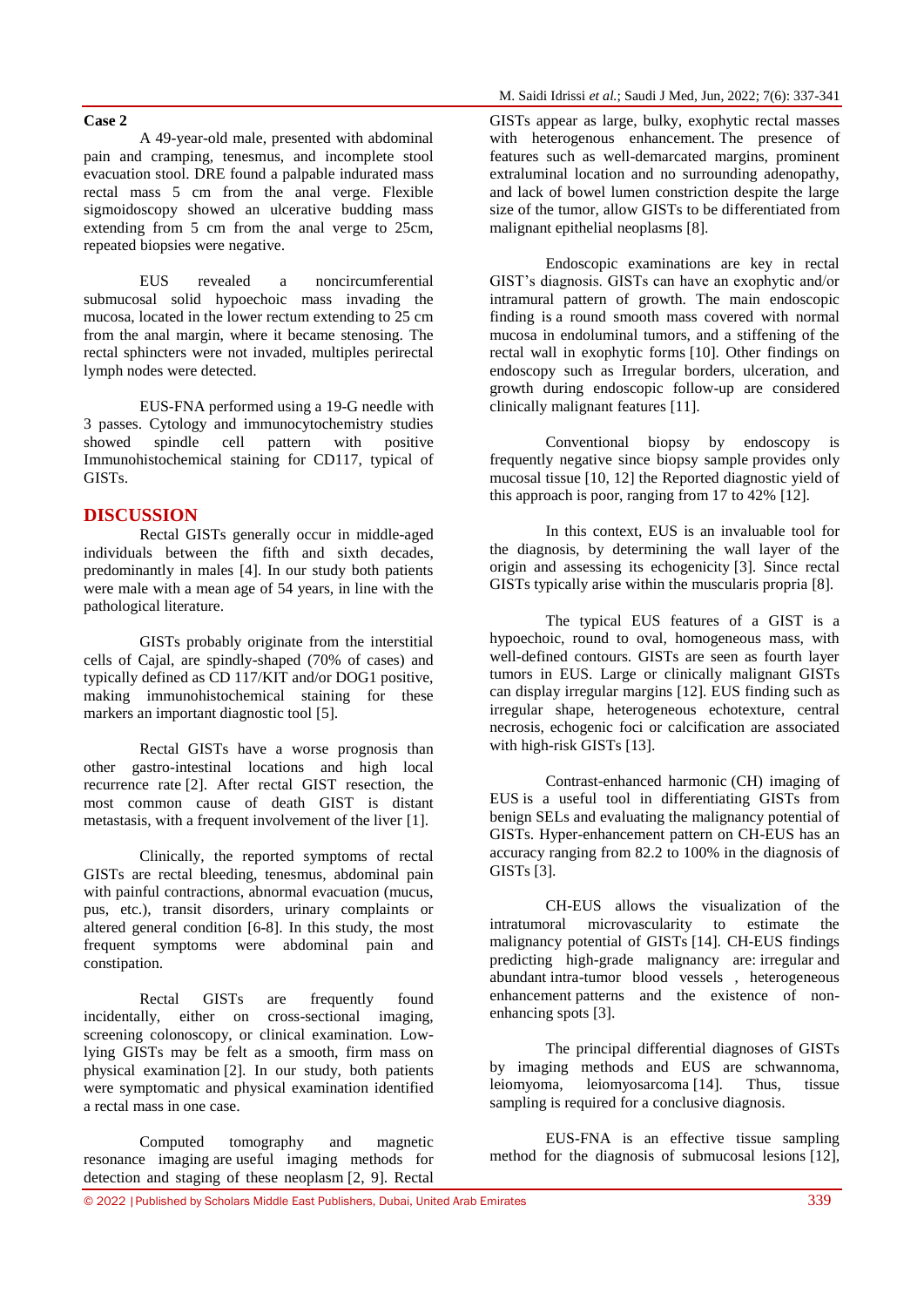**Case 2**

A 49-year-old male, presented with abdominal pain and cramping, tenesmus, and incomplete stool evacuation stool. DRE found a palpable indurated mass rectal mass 5 cm from the anal verge. Flexible sigmoidoscopy showed an ulcerative budding mass extending from 5 cm from the anal verge to 25cm, repeated biopsies were negative.

EUS revealed a noncircumferential submucosal solid hypoechoic mass invading the mucosa, located in the lower rectum extending to 25 cm from the anal margin, where it became stenosing. The rectal sphincters were not invaded, multiples perirectal lymph nodes were detected.

EUS-FNA performed using a 19-G needle with 3 passes. Cytology and immunocytochemistry studies showed spindle cell pattern with positive Immunohistochemical staining for CD117, typical of GISTs.

## DISCUSSION

Rectal GISTs generally occur in middle-aged individuals between the fifth and sixth decades, predominantly in males [4]. In our study both patients were male with a mean age of 54 years, in line with the pathological literature.

GISTs probably originate from the interstitial cells of Cajal, are spindly-shaped (70% of cases) and typically defined as CD 117/KIT and/or DOG1 positive, making immunohistochemical staining for these markers an important diagnostic tool [5].

Rectal GISTs have a worse prognosis than other gastro-intestinal locations and high local recurrence rate [2]. After rectal GIST resection, the most common cause of death GIST is distant metastasis, with a frequent involvement of the liver [1].

Clinically, the reported symptoms of rectal GISTs are rectal bleeding, tenesmus, abdominal pain with painful contractions, abnormal evacuation (mucus, pus, etc.), transit disorders, urinary complaints or altered general condition [6-8]. In this study, the most frequent symptoms were abdominal pain and constipation.

Rectal GISTs are frequently found incidentally, either on cross-sectional imaging, screening colonoscopy, or clinical examination. Low-lying GISTs may be felt as a smooth, firm mass on physical examination [2]. In our study, both patients were symptomatic and physical examination identified a rectal mass in one case.

Computed tomography and magnetic resonance imaging are useful imaging methods for detection and staging of these neoplasm [2, 9]. Rectal GISTs appear as large, bulky, exophytic rectal masses with heterogenous enhancement. The presence of features such as well-demarcated margins, prominent extraluminal location and no surrounding adenopathy, and lack of bowel lumen constriction despite the large size of the tumor, allow GISTs to be differentiated from malignant epithelial neoplasms [8].

Endoscopic examinations are key in rectal GIST's diagnosis. GISTs can have an exophytic and/or intramural pattern of growth. The main endoscopic finding is a round smooth mass covered with normal mucosa in endoluminal tumors, and a stiffening of the rectal wall in exophytic forms [10]. Other findings on endoscopy such as Irregular borders, ulceration, and growth during endoscopic follow-up are considered clinically malignant features [11].

Conventional biopsy by endoscopy is frequently negative since biopsy sample provides only mucosal tissue [10, 12] the Reported diagnostic yield of this approach is poor, ranging from 17 to 42% [12].

In this context, EUS is an invaluable tool for the diagnosis, by determining the wall layer of the origin and assessing its echogenicity [3]. Since rectal GISTs typically arise within the muscularis propria [8].

The typical EUS features of a GIST is a hypoechoic, round to oval, homogeneous mass, with well-defined contours. GISTs are seen as fourth layer tumors in EUS. Large or clinically malignant GISTs can display irregular margins [12]. EUS finding such as irregular shape, heterogeneous echotexture, central necrosis, echogenic foci or calcification are associated with high-risk GISTs [13].

Contrast-enhanced harmonic (CH) imaging of EUS is a useful tool in differentiating GISTs from benign SELs and evaluating the malignancy potential of GISTs. Hyper-enhancement pattern on CH-EUS has an accuracy ranging from 82.2 to 100% in the diagnosis of GISTs [3].

CH-EUS allows the visualization of the intratumoral microvascularity to estimate the malignancy potential of GISTs [14]. CH-EUS findings predicting high-grade malignancy are: irregular and abundant intra-tumor blood vessels , heterogeneous enhancement patterns and the existence of non-enhancing spots [3].

The principal differential diagnoses of GISTs by imaging methods and EUS are schwannoma, leiomyoma, leiomyosarcoma [14]. Thus, tissue sampling is required for a conclusive diagnosis.

EUS-FNA is an effective tissue sampling method for the diagnosis of submucosal lesions [12],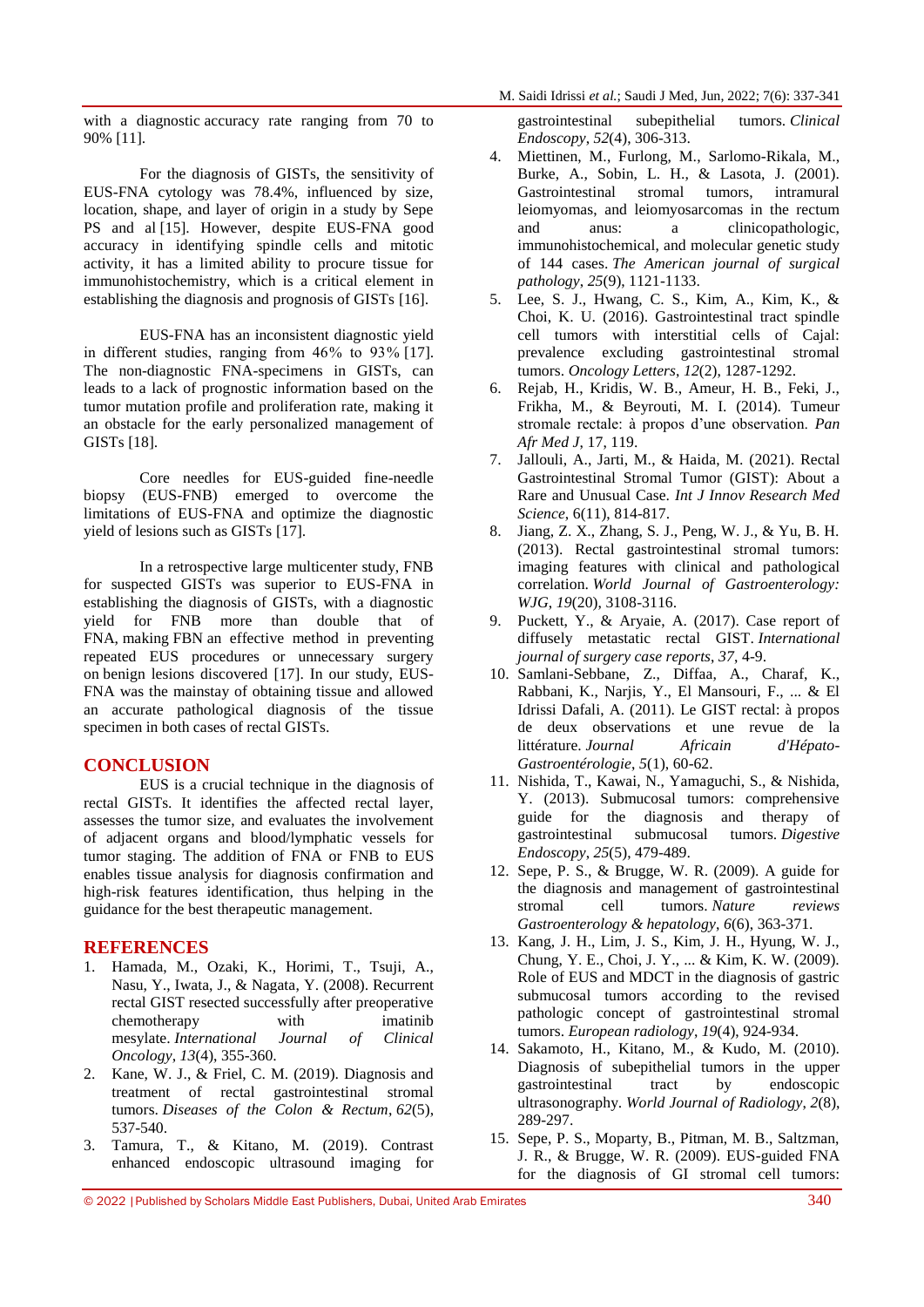with a diagnostic accuracy rate ranging from 70 to 90% [11].

For the diagnosis of GISTs, the sensitivity of EUS-FNA cytology was 78.4%, influenced by size, location, shape, and layer of origin in a study by Sepe PS and al [15]. However, despite EUS-FNA good accuracy in identifying spindle cells and mitotic activity, it has a limited ability to procure tissue for immunohistochemistry, which is a critical element in establishing the diagnosis and prognosis of GISTs [16].

EUS-FNA has an inconsistent diagnostic yield in different studies, ranging from 46% to 93% [17]. The non-diagnostic FNA-specimens in GISTs, can leads to a lack of prognostic information based on the tumor mutation profile and proliferation rate, making it an obstacle for the early personalized management of GISTs [18].

Core needles for EUS-guided fine-needle biopsy (EUS-FNB) emerged to overcome the limitations of EUS-FNA and optimize the diagnostic yield of lesions such as GISTs [17].

In a retrospective large multicenter study, FNB for suspected GISTs was superior to EUS-FNA in establishing the diagnosis of GISTs, with a diagnostic yield for FNB more than double that of FNA, making FBN an effective method in preventing repeated EUS procedures or unnecessary surgery on benign lesions discovered [17]. In our study, EUS-FNA was the mainstay of obtaining tissue and allowed an accurate pathological diagnosis of the tissue specimen in both cases of rectal GISTs.

## CONCLUSION

EUS is a crucial technique in the diagnosis of rectal GISTs. It identifies the affected rectal layer, assesses the tumor size, and evaluates the involvement of adjacent organs and blood/lymphatic vessels for tumor staging. The addition of FNA or FNB to EUS enables tissue analysis for diagnosis confirmation and high-risk features identification, thus helping in the guidance for the best therapeutic management.

## REFERENCES

1. Hamada, M., Ozaki, K., Horimi, T., Tsuji, A., Nasu, Y., Iwata, J., & Nagata, Y. (2008). Recurrent rectal GIST resected successfully after preoperative chemotherapy with imatinib mesylate. *International Journal of Clinical Oncology*, *13*(4), 355-360.
2. Kane, W. J., & Friel, C. M. (2019). Diagnosis and treatment of rectal gastrointestinal stromal tumors. *Diseases of the Colon & Rectum*, *62*(5), 537-540.
3. Tamura, T., & Kitano, M. (2019). Contrast enhanced endoscopic ultrasound imaging for gastrointestinal subepithelial tumors. *Clinical Endoscopy*, *52*(4), 306-313.
4. Miettinen, M., Furlong, M., Sarlomo-Rikala, M., Burke, A., Sobin, L. H., & Lasota, J. (2001). Gastrointestinal stromal tumors, intramural leiomyomas, and leiomyosarcomas in the rectum and anus: a clinicopathologic, immunohistochemical, and molecular genetic study of 144 cases. *The American journal of surgical pathology*, *25*(9), 1121-1133.
5. Lee, S. J., Hwang, C. S., Kim, A., Kim, K., & Choi, K. U. (2016). Gastrointestinal tract spindle cell tumors with interstitial cells of Cajal: prevalence excluding gastrointestinal stromal tumors. *Oncology Letters*, *12*(2), 1287-1292.
6. Rejab, H., Kridis, W. B., Ameur, H. B., Feki, J., Frikha, M., & Beyrouti, M. I. (2014). Tumeur stromale rectale: à propos d'une observation. *Pan Afr Med J*, 17, 119.
7. Jallouli, A., Jarti, M., & Haida, M. (2021). Rectal Gastrointestinal Stromal Tumor (GIST): About a Rare and Unusual Case. *Int J Innov Research Med Science*, 6(11), 814-817.
8. Jiang, Z. X., Zhang, S. J., Peng, W. J., & Yu, B. H. (2013). Rectal gastrointestinal stromal tumors: imaging features with clinical and pathological correlation. *World Journal of Gastroenterology: WJG*, *19*(20), 3108-3116.
9. Puckett, Y., & Aryaie, A. (2017). Case report of diffusely metastatic rectal GIST. *International journal of surgery case reports*, *37*, 4-9.
10. Samlani-Sebbane, Z., Diffaa, A., Charaf, K., Rabbani, K., Narjis, Y., El Mansouri, F., ... & El Idrissi Dafali, A. (2011). Le GIST rectal: à propos de deux observations et une revue de la littérature. *Journal Africain d'Hépato-Gastroentérologie*, *5*(1), 60-62.
11. Nishida, T., Kawai, N., Yamaguchi, S., & Nishida, Y. (2013). Submucosal tumors: comprehensive guide for the diagnosis and therapy of gastrointestinal submucosal tumors. *Digestive Endoscopy*, *25*(5), 479-489.
12. Sepe, P. S., & Brugge, W. R. (2009). A guide for the diagnosis and management of gastrointestinal stromal cell tumors. *Nature reviews Gastroenterology & hepatology*, *6*(6), 363-371.
13. Kang, J. H., Lim, J. S., Kim, J. H., Hyung, W. J., Chung, Y. E., Choi, J. Y., ... & Kim, K. W. (2009). Role of EUS and MDCT in the diagnosis of gastric submucosal tumors according to the revised pathologic concept of gastrointestinal stromal tumors. *European radiology*, *19*(4), 924-934.
14. Sakamoto, H., Kitano, M., & Kudo, M. (2010). Diagnosis of subepithelial tumors in the upper gastrointestinal tract by endoscopic ultrasonography. *World Journal of Radiology*, *2*(8), 289-297.
15. Sepe, P. S., Moparty, B., Pitman, M. B., Saltzman, J. R., & Brugge, W. R. (2009). EUS-guided FNA for the diagnosis of GI stromal cell tumors: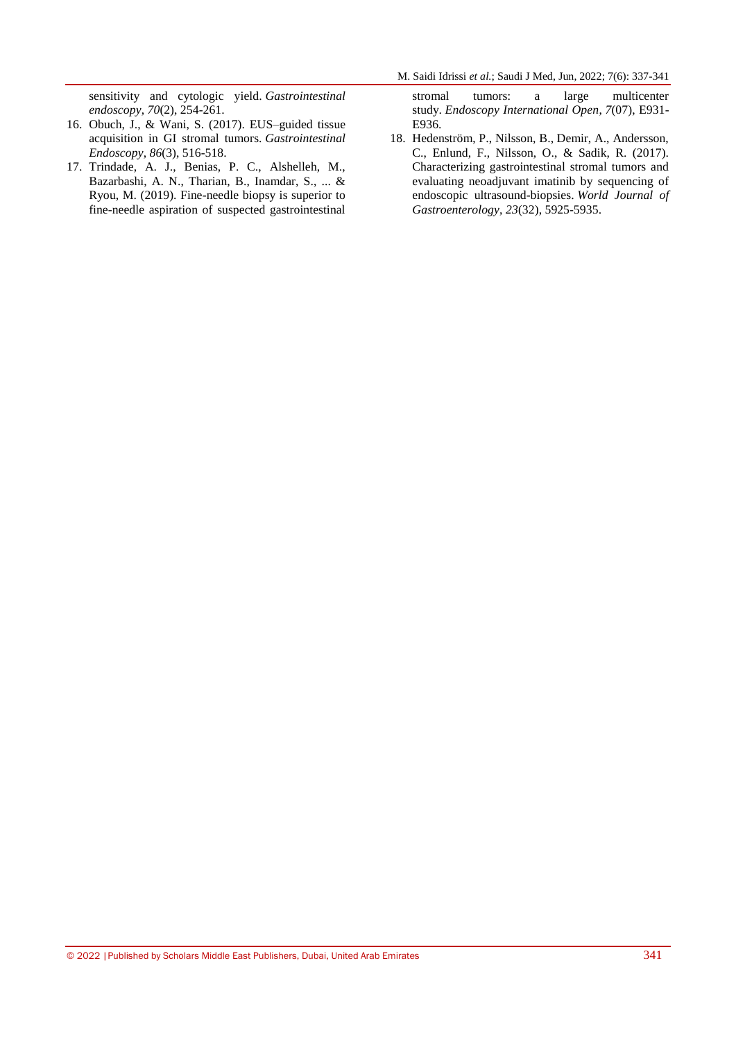sensitivity and cytologic yield. *Gastrointestinal endoscopy*, *70*(2), 254-261.

16. Obuch, J., & Wani, S. (2017). EUS–guided tissue acquisition in GI stromal tumors. *Gastrointestinal Endoscopy*, *86*(3), 516-518.
17. Trindade, A. J., Benias, P. C., Alshelleh, M., Bazarbashi, A. N., Tharian, B., Inamdar, S., ... & Ryou, M. (2019). Fine-needle biopsy is superior to fine-needle aspiration of suspected gastrointestinal stromal tumors: a large multicenter study. *Endoscopy International Open*, *7*(07), E931-E936.
18. Hedenström, P., Nilsson, B., Demir, A., Andersson, C., Enlund, F., Nilsson, O., & Sadik, R. (2017). Characterizing gastrointestinal stromal tumors and evaluating neoadjuvant imatinib by sequencing of endoscopic ultrasound-biopsies. *World Journal of Gastroenterology*, *23*(32), 5925-5935.